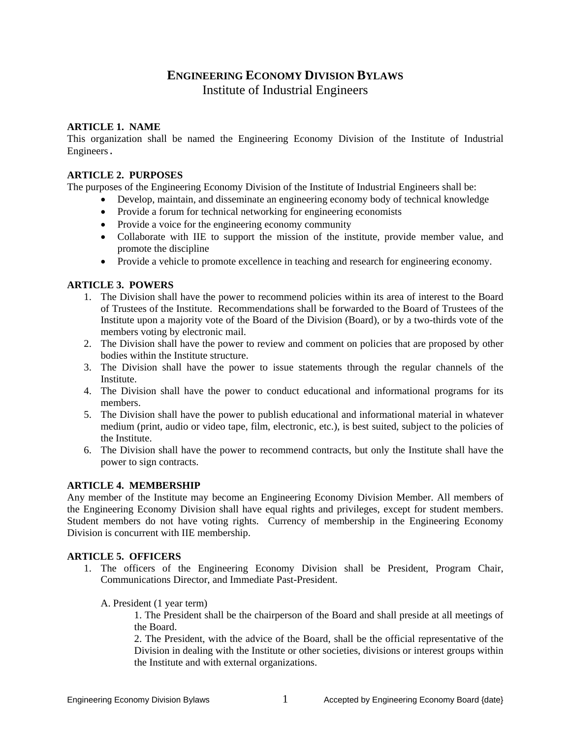# ENGINEERING ECONOMY DIVISION BYLAWS

Institute of Industrial Engineers

## ARTICLE 1. NAME

This organization shall be named the Engineering Economy Division of the Institute of Industrial Engineers.

## ARTICLE 2. PURPOSES

The purposes of the Engineering Economy Division of the Institute of Industrial Engineers shall be:

- Develop, maintain, and disseminate an engineering economy body of technical knowledge
- Provide a forum for technical networking for engineering economists
- Provide a voice for the engineering economy community
- Collaborate with IIE to support the mission of the institute, provide member value, and promote the discipline
- Provide a vehicle to promote excellence in teaching and research for engineering economy.

## ARTICLE 3. POWERS

1. The Division shall have the power to recommend policies within its area of interest to the Board of Trustees of the Institute. Recommendations shall be forwarded to the Board of Trustees of the Institute upon a majority vote of the Board of the Division (Board), or by a two-thirds vote of the members voting by electronic mail.
2. The Division shall have the power to review and comment on policies that are proposed by other bodies within the Institute structure.
3. The Division shall have the power to issue statements through the regular channels of the Institute.
4. The Division shall have the power to conduct educational and informational programs for its members.
5. The Division shall have the power to publish educational and informational material in whatever medium (print, audio or video tape, film, electronic, etc.), is best suited, subject to the policies of the Institute.
6. The Division shall have the power to recommend contracts, but only the Institute shall have the power to sign contracts.

## ARTICLE 4. MEMBERSHIP

Any member of the Institute may become an Engineering Economy Division Member. All members of the Engineering Economy Division shall have equal rights and privileges, except for student members. Student members do not have voting rights. Currency of membership in the Engineering Economy Division is concurrent with IIE membership.

## ARTICLE 5. OFFICERS

1. The officers of the Engineering Economy Division shall be President, Program Chair, Communications Director, and Immediate Past-President.

   A. President (1 year term)

      1. The President shall be the chairperson of the Board and shall preside at all meetings of the Board.
      2. The President, with the advice of the Board, shall be the official representative of the Division in dealing with the Institute or other societies, divisions or interest groups within the Institute and with external organizations.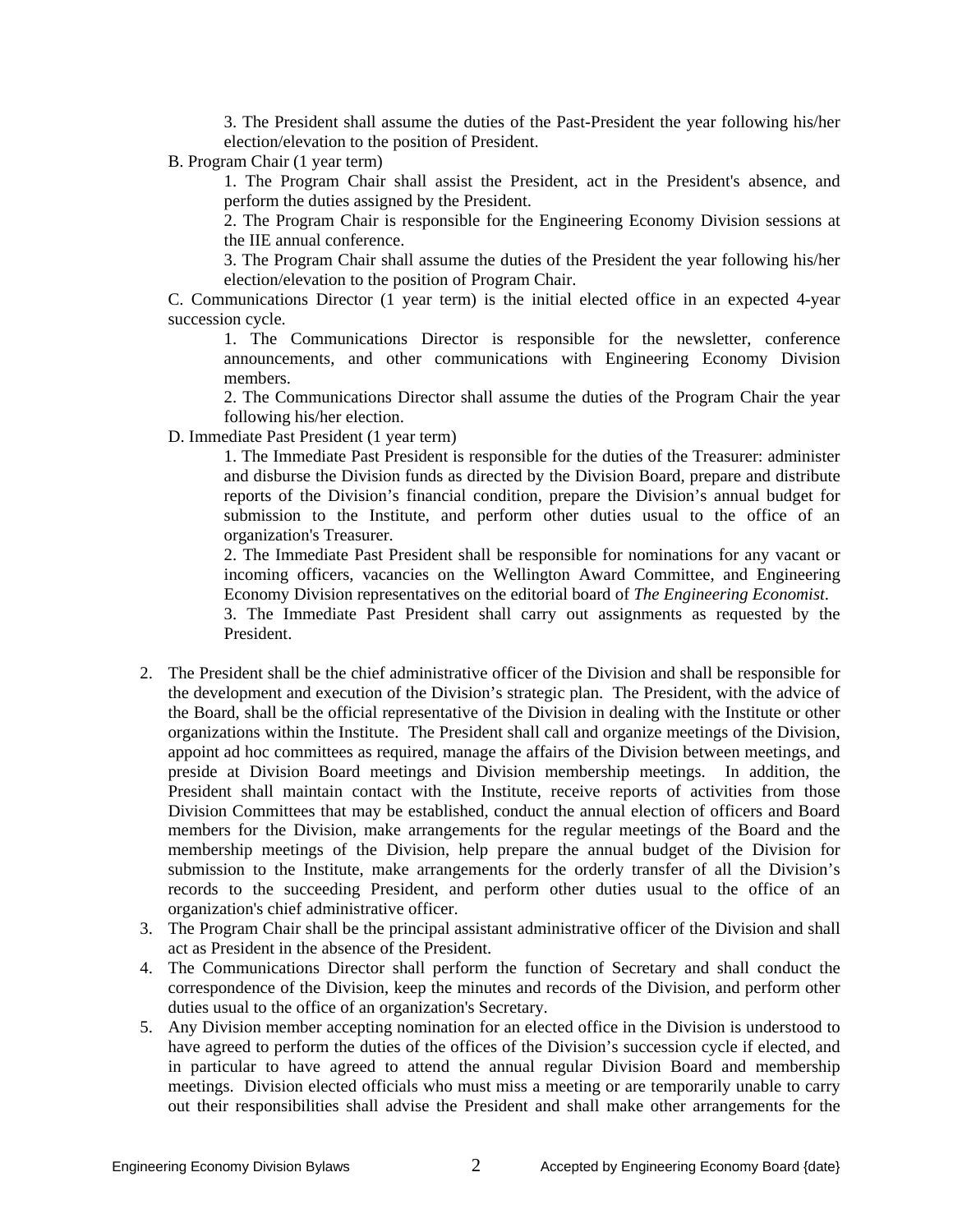3. The President shall assume the duties of the Past-President the year following his/her election/elevation to the position of President.

B. Program Chair (1 year term)

1. The Program Chair shall assist the President, act in the President's absence, and perform the duties assigned by the President.

2. The Program Chair is responsible for the Engineering Economy Division sessions at the IIE annual conference.

3. The Program Chair shall assume the duties of the President the year following his/her election/elevation to the position of Program Chair.

C. Communications Director (1 year term) is the initial elected office in an expected 4-year succession cycle.

1. The Communications Director is responsible for the newsletter, conference announcements, and other communications with Engineering Economy Division members.

2. The Communications Director shall assume the duties of the Program Chair the year following his/her election.

D. Immediate Past President (1 year term)

1. The Immediate Past President is responsible for the duties of the Treasurer: administer and disburse the Division funds as directed by the Division Board, prepare and distribute reports of the Division's financial condition, prepare the Division's annual budget for submission to the Institute, and perform other duties usual to the office of an organization's Treasurer.

2. The Immediate Past President shall be responsible for nominations for any vacant or incoming officers, vacancies on the Wellington Award Committee, and Engineering Economy Division representatives on the editorial board of *The Engineering Economist*.

3. The Immediate Past President shall carry out assignments as requested by the President.

2. The President shall be the chief administrative officer of the Division and shall be responsible for the development and execution of the Division's strategic plan. The President, with the advice of the Board, shall be the official representative of the Division in dealing with the Institute or other organizations within the Institute. The President shall call and organize meetings of the Division, appoint ad hoc committees as required, manage the affairs of the Division between meetings, and preside at Division Board meetings and Division membership meetings. In addition, the President shall maintain contact with the Institute, receive reports of activities from those Division Committees that may be established, conduct the annual election of officers and Board members for the Division, make arrangements for the regular meetings of the Board and the membership meetings of the Division, help prepare the annual budget of the Division for submission to the Institute, make arrangements for the orderly transfer of all the Division's records to the succeeding President, and perform other duties usual to the office of an organization's chief administrative officer.
3. The Program Chair shall be the principal assistant administrative officer of the Division and shall act as President in the absence of the President.
4. The Communications Director shall perform the function of Secretary and shall conduct the correspondence of the Division, keep the minutes and records of the Division, and perform other duties usual to the office of an organization's Secretary.
5. Any Division member accepting nomination for an elected office in the Division is understood to have agreed to perform the duties of the offices of the Division's succession cycle if elected, and in particular to have agreed to attend the annual regular Division Board and membership meetings. Division elected officials who must miss a meeting or are temporarily unable to carry out their responsibilities shall advise the President and shall make other arrangements for the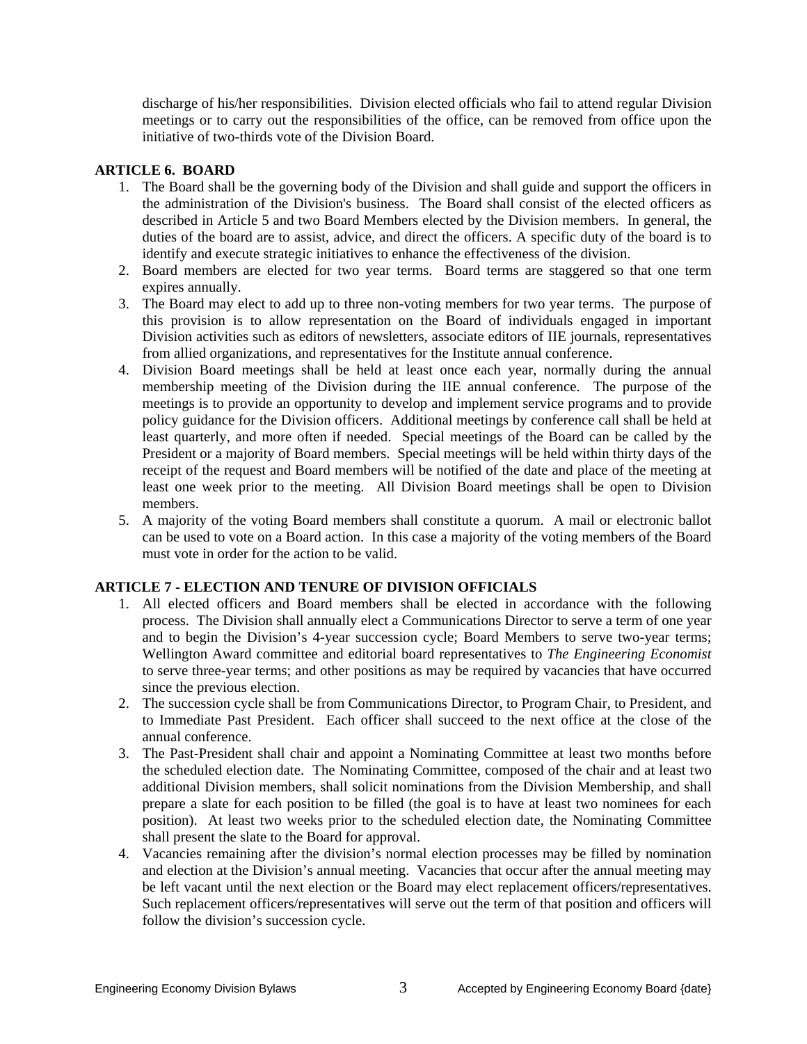discharge of his/her responsibilities. Division elected officials who fail to attend regular Division meetings or to carry out the responsibilities of the office, can be removed from office upon the initiative of two-thirds vote of the Division Board.

**ARTICLE 6. BOARD**

1. The Board shall be the governing body of the Division and shall guide and support the officers in the administration of the Division's business. The Board shall consist of the elected officers as described in Article 5 and two Board Members elected by the Division members. In general, the duties of the board are to assist, advice, and direct the officers. A specific duty of the board is to identify and execute strategic initiatives to enhance the effectiveness of the division.
2. Board members are elected for two year terms. Board terms are staggered so that one term expires annually.
3. The Board may elect to add up to three non-voting members for two year terms. The purpose of this provision is to allow representation on the Board of individuals engaged in important Division activities such as editors of newsletters, associate editors of IIE journals, representatives from allied organizations, and representatives for the Institute annual conference.
4. Division Board meetings shall be held at least once each year, normally during the annual membership meeting of the Division during the IIE annual conference. The purpose of the meetings is to provide an opportunity to develop and implement service programs and to provide policy guidance for the Division officers. Additional meetings by conference call shall be held at least quarterly, and more often if needed. Special meetings of the Board can be called by the President or a majority of Board members. Special meetings will be held within thirty days of the receipt of the request and Board members will be notified of the date and place of the meeting at least one week prior to the meeting. All Division Board meetings shall be open to Division members.
5. A majority of the voting Board members shall constitute a quorum. A mail or electronic ballot can be used to vote on a Board action. In this case a majority of the voting members of the Board must vote in order for the action to be valid.

**ARTICLE 7 - ELECTION AND TENURE OF DIVISION OFFICIALS**

1. All elected officers and Board members shall be elected in accordance with the following process. The Division shall annually elect a Communications Director to serve a term of one year and to begin the Division's 4-year succession cycle; Board Members to serve two-year terms; Wellington Award committee and editorial board representatives to *The Engineering Economist* to serve three-year terms; and other positions as may be required by vacancies that have occurred since the previous election.
2. The succession cycle shall be from Communications Director, to Program Chair, to President, and to Immediate Past President. Each officer shall succeed to the next office at the close of the annual conference.
3. The Past-President shall chair and appoint a Nominating Committee at least two months before the scheduled election date. The Nominating Committee, composed of the chair and at least two additional Division members, shall solicit nominations from the Division Membership, and shall prepare a slate for each position to be filled (the goal is to have at least two nominees for each position). At least two weeks prior to the scheduled election date, the Nominating Committee shall present the slate to the Board for approval.
4. Vacancies remaining after the division's normal election processes may be filled by nomination and election at the Division's annual meeting. Vacancies that occur after the annual meeting may be left vacant until the next election or the Board may elect replacement officers/representatives. Such replacement officers/representatives will serve out the term of that position and officers will follow the division's succession cycle.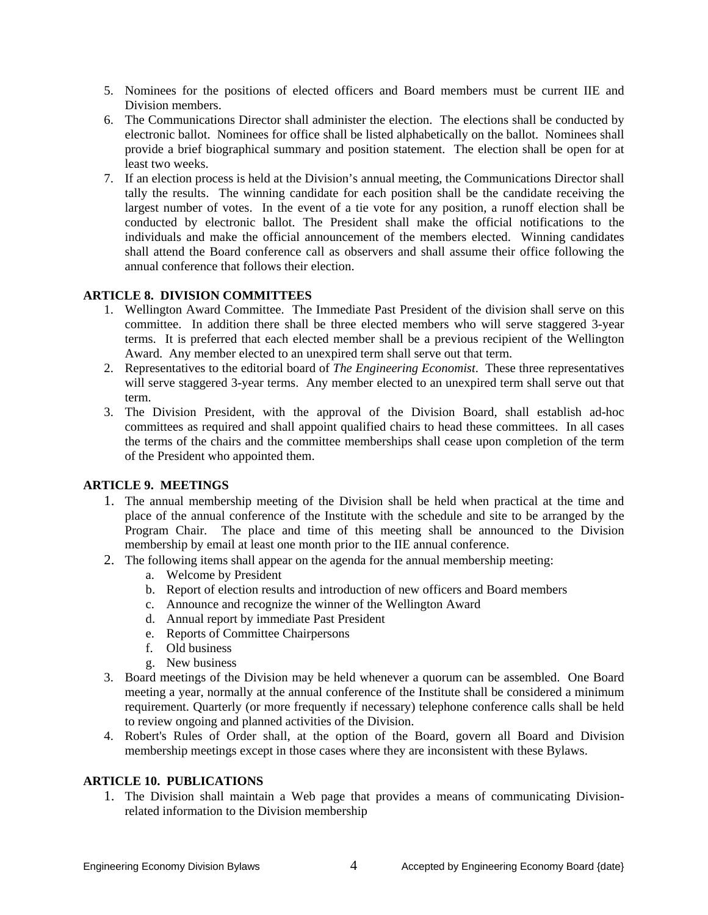5. Nominees for the positions of elected officers and Board members must be current IIE and Division members.
6. The Communications Director shall administer the election. The elections shall be conducted by electronic ballot. Nominees for office shall be listed alphabetically on the ballot. Nominees shall provide a brief biographical summary and position statement. The election shall be open for at least two weeks.
7. If an election process is held at the Division's annual meeting, the Communications Director shall tally the results. The winning candidate for each position shall be the candidate receiving the largest number of votes. In the event of a tie vote for any position, a runoff election shall be conducted by electronic ballot. The President shall make the official notifications to the individuals and make the official announcement of the members elected. Winning candidates shall attend the Board conference call as observers and shall assume their office following the annual conference that follows their election.

**ARTICLE 8. DIVISION COMMITTEES**

1. Wellington Award Committee. The Immediate Past President of the division shall serve on this committee. In addition there shall be three elected members who will serve staggered 3-year terms. It is preferred that each elected member shall be a previous recipient of the Wellington Award. Any member elected to an unexpired term shall serve out that term.
2. Representatives to the editorial board of *The Engineering Economist*. These three representatives will serve staggered 3-year terms. Any member elected to an unexpired term shall serve out that term.
3. The Division President, with the approval of the Division Board, shall establish ad-hoc committees as required and shall appoint qualified chairs to head these committees. In all cases the terms of the chairs and the committee memberships shall cease upon completion of the term of the President who appointed them.

**ARTICLE 9. MEETINGS**

1. The annual membership meeting of the Division shall be held when practical at the time and place of the annual conference of the Institute with the schedule and site to be arranged by the Program Chair. The place and time of this meeting shall be announced to the Division membership by email at least one month prior to the IIE annual conference.
2. The following items shall appear on the agenda for the annual membership meeting:
   a. Welcome by President
   b. Report of election results and introduction of new officers and Board members
   c. Announce and recognize the winner of the Wellington Award
   d. Annual report by immediate Past President
   e. Reports of Committee Chairpersons
   f. Old business
   g. New business
3. Board meetings of the Division may be held whenever a quorum can be assembled. One Board meeting a year, normally at the annual conference of the Institute shall be considered a minimum requirement. Quarterly (or more frequently if necessary) telephone conference calls shall be held to review ongoing and planned activities of the Division.
4. Robert's Rules of Order shall, at the option of the Board, govern all Board and Division membership meetings except in those cases where they are inconsistent with these Bylaws.

**ARTICLE 10. PUBLICATIONS**

1. The Division shall maintain a Web page that provides a means of communicating Division-related information to the Division membership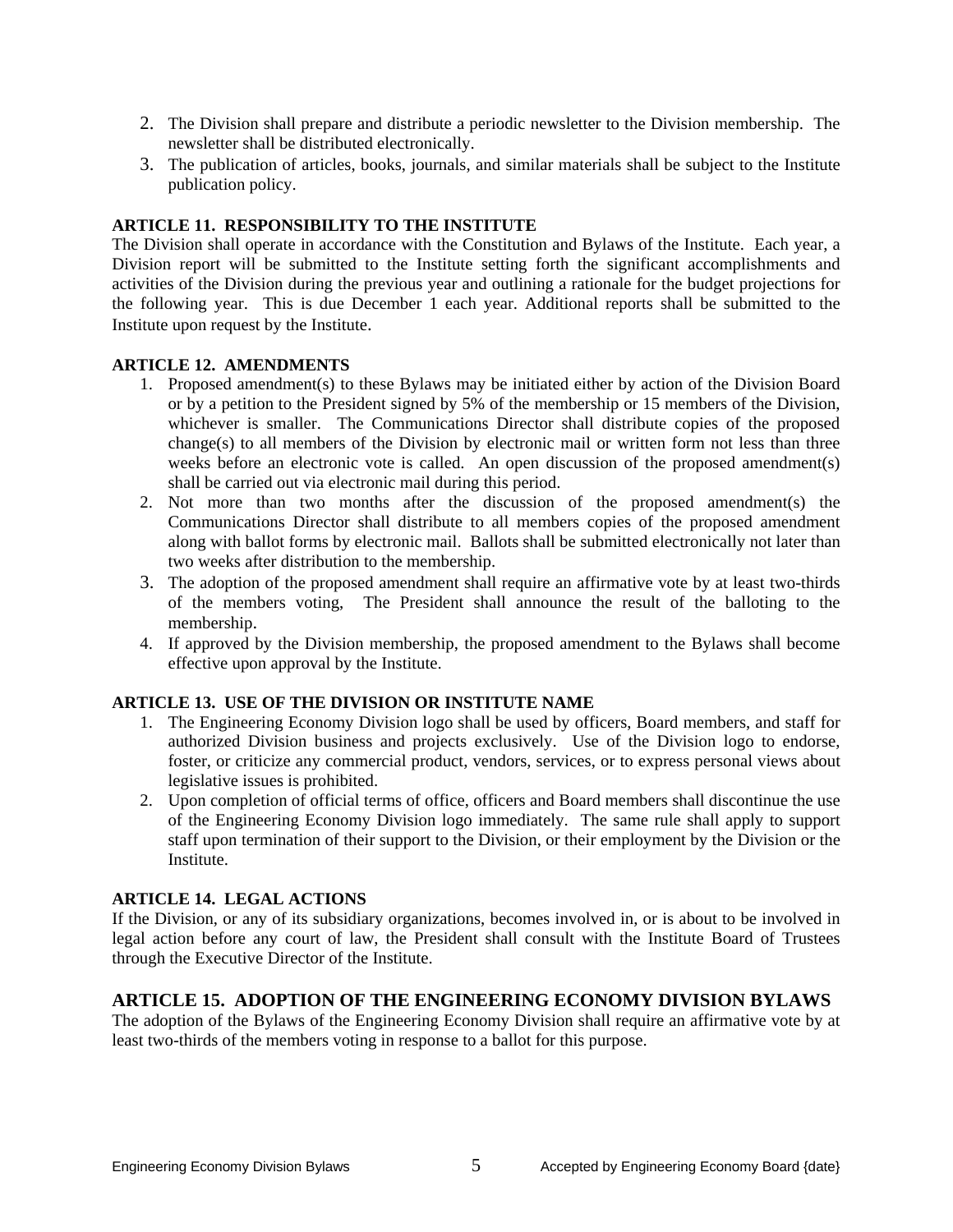2. The Division shall prepare and distribute a periodic newsletter to the Division membership. The newsletter shall be distributed electronically.
3. The publication of articles, books, journals, and similar materials shall be subject to the Institute publication policy.

**ARTICLE 11. RESPONSIBILITY TO THE INSTITUTE**

The Division shall operate in accordance with the Constitution and Bylaws of the Institute. Each year, a Division report will be submitted to the Institute setting forth the significant accomplishments and activities of the Division during the previous year and outlining a rationale for the budget projections for the following year. This is due December 1 each year. Additional reports shall be submitted to the Institute upon request by the Institute.

**ARTICLE 12. AMENDMENTS**

1. Proposed amendment(s) to these Bylaws may be initiated either by action of the Division Board or by a petition to the President signed by 5% of the membership or 15 members of the Division, whichever is smaller. The Communications Director shall distribute copies of the proposed change(s) to all members of the Division by electronic mail or written form not less than three weeks before an electronic vote is called. An open discussion of the proposed amendment(s) shall be carried out via electronic mail during this period.
2. Not more than two months after the discussion of the proposed amendment(s) the Communications Director shall distribute to all members copies of the proposed amendment along with ballot forms by electronic mail. Ballots shall be submitted electronically not later than two weeks after distribution to the membership.
3. The adoption of the proposed amendment shall require an affirmative vote by at least two-thirds of the members voting, The President shall announce the result of the balloting to the membership.
4. If approved by the Division membership, the proposed amendment to the Bylaws shall become effective upon approval by the Institute.

**ARTICLE 13. USE OF THE DIVISION OR INSTITUTE NAME**

1. The Engineering Economy Division logo shall be used by officers, Board members, and staff for authorized Division business and projects exclusively. Use of the Division logo to endorse, foster, or criticize any commercial product, vendors, services, or to express personal views about legislative issues is prohibited.
2. Upon completion of official terms of office, officers and Board members shall discontinue the use of the Engineering Economy Division logo immediately. The same rule shall apply to support staff upon termination of their support to the Division, or their employment by the Division or the Institute.

**ARTICLE 14. LEGAL ACTIONS**

If the Division, or any of its subsidiary organizations, becomes involved in, or is about to be involved in legal action before any court of law, the President shall consult with the Institute Board of Trustees through the Executive Director of the Institute.

## ARTICLE 15. ADOPTION OF THE ENGINEERING ECONOMY DIVISION BYLAWS

The adoption of the Bylaws of the Engineering Economy Division shall require an affirmative vote by at least two-thirds of the members voting in response to a ballot for this purpose.